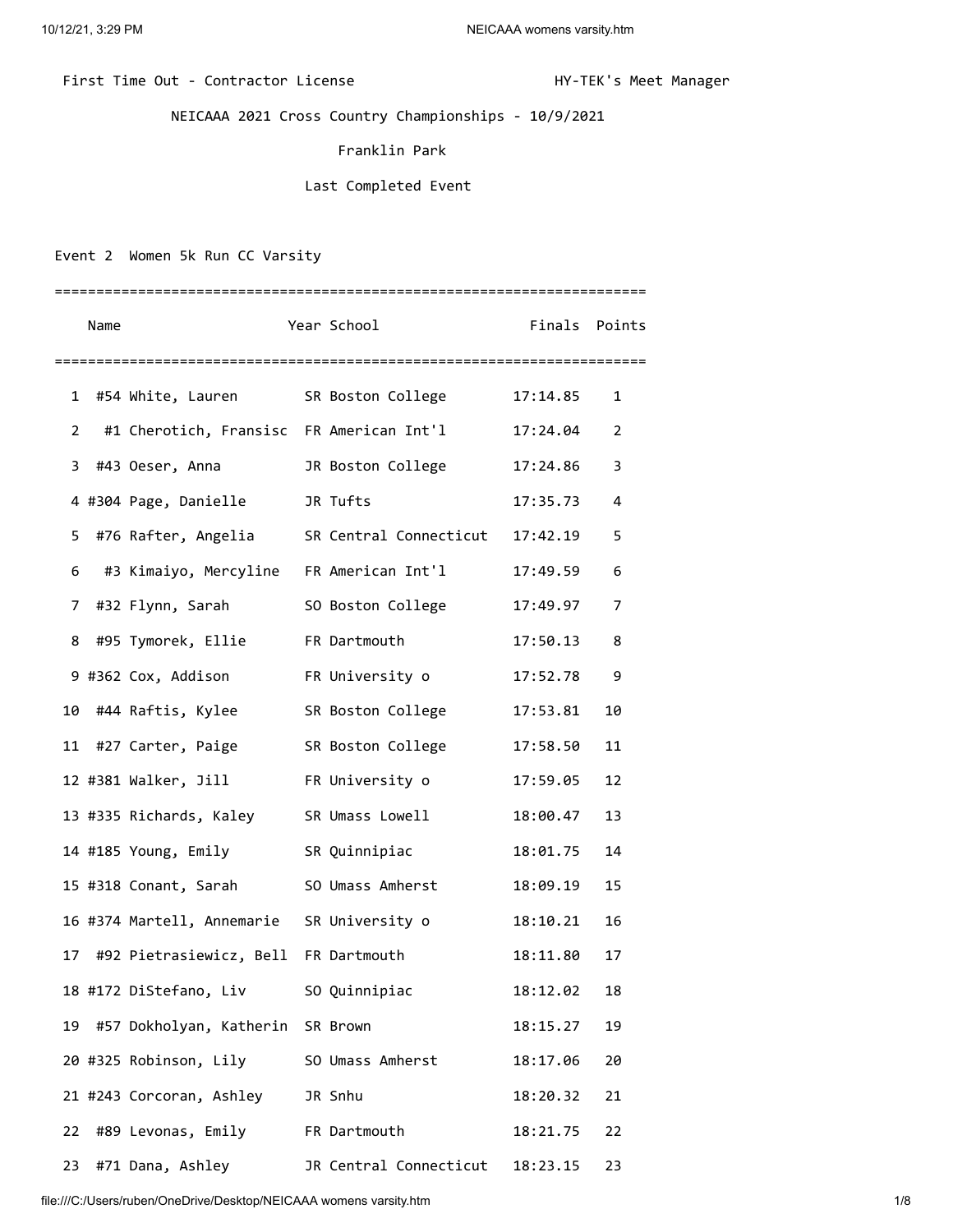First Time Out - Contractor License HY-TEK's Meet Manager

NEICAAA 2021 Cross Country Championships - 10/9/2021

Franklin Park

Last Completed Event

Event 2 Women 5k Run CC Varsity

| Place | Name | Year | School | Finals | Points |
|---|---|---|---|---|---|
| 1 | #54 White, Lauren | SR | Boston College | 17:14.85 | 1 |
| 2 | #1 Cherotich, Fransisc | FR | American Int'l | 17:24.04 | 2 |
| 3 | #43 Oeser, Anna | JR | Boston College | 17:24.86 | 3 |
| 4 | #304 Page, Danielle | JR | Tufts | 17:35.73 | 4 |
| 5 | #76 Rafter, Angelia | SR | Central Connecticut | 17:42.19 | 5 |
| 6 | #3 Kimaiyo, Mercyline | FR | American Int'l | 17:49.59 | 6 |
| 7 | #32 Flynn, Sarah | SO | Boston College | 17:49.97 | 7 |
| 8 | #95 Tymorek, Ellie | FR | Dartmouth | 17:50.13 | 8 |
| 9 | #362 Cox, Addison | FR | University o | 17:52.78 | 9 |
| 10 | #44 Raftis, Kylee | SR | Boston College | 17:53.81 | 10 |
| 11 | #27 Carter, Paige | SR | Boston College | 17:58.50 | 11 |
| 12 | #381 Walker, Jill | FR | University o | 17:59.05 | 12 |
| 13 | #335 Richards, Kaley | SR | Umass Lowell | 18:00.47 | 13 |
| 14 | #185 Young, Emily | SR | Quinnipiac | 18:01.75 | 14 |
| 15 | #318 Conant, Sarah | SO | Umass Amherst | 18:09.19 | 15 |
| 16 | #374 Martell, Annemarie | SR | University o | 18:10.21 | 16 |
| 17 | #92 Pietrasiewicz, Bell | FR | Dartmouth | 18:11.80 | 17 |
| 18 | #172 DiStefano, Liv | SO | Quinnipiac | 18:12.02 | 18 |
| 19 | #57 Dokholyan, Katherin | SR | Brown | 18:15.27 | 19 |
| 20 | #325 Robinson, Lily | SO | Umass Amherst | 18:17.06 | 20 |
| 21 | #243 Corcoran, Ashley | JR | Snhu | 18:20.32 | 21 |
| 22 | #89 Levonas, Emily | FR | Dartmouth | 18:21.75 | 22 |
| 23 | #71 Dana, Ashley | JR | Central Connecticut | 18:23.15 | 23 |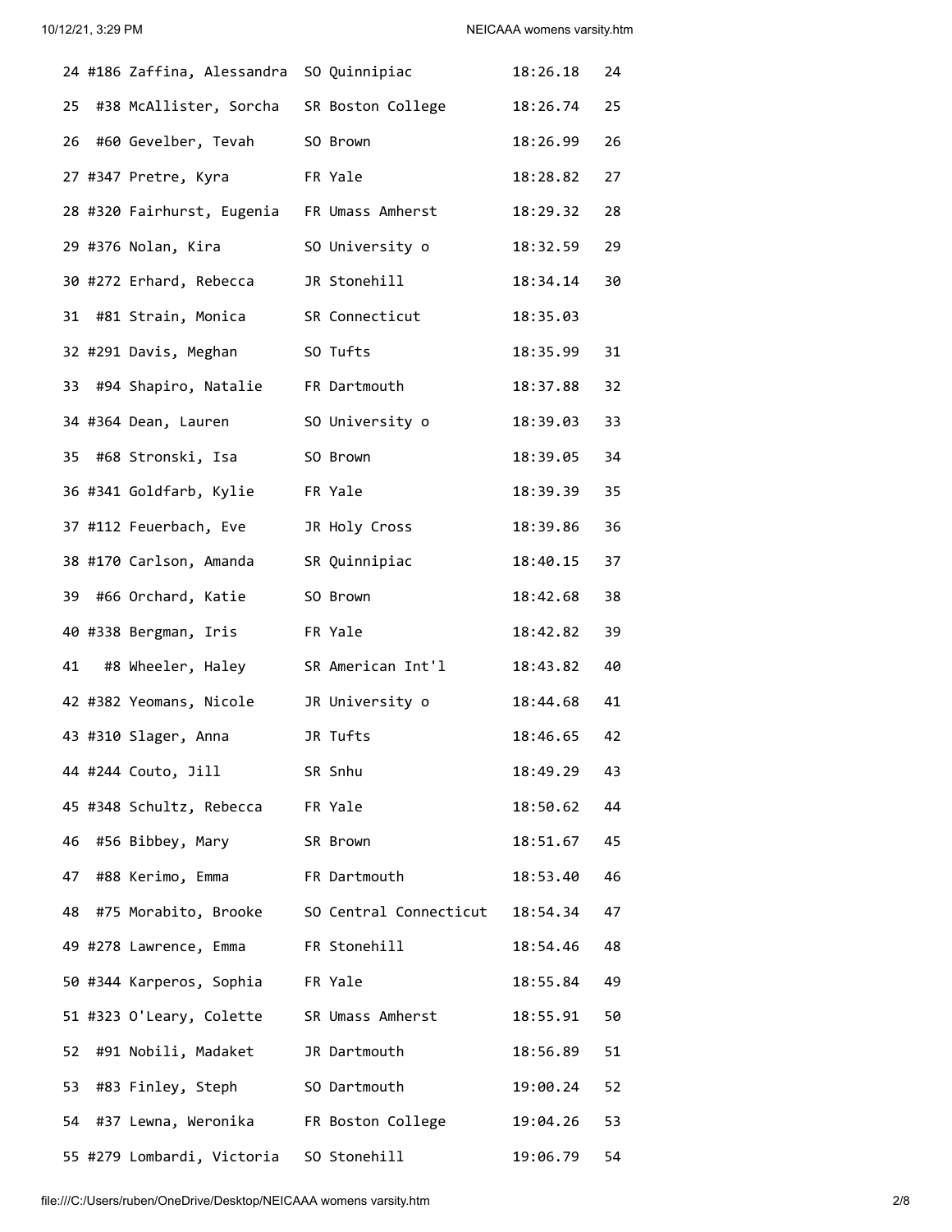```
 24 #186 Zaffina, Alessandra  SO Quinnipiac          18:26.18   24
 25  #38 McAllister, Sorcha   SR Boston College      18:26.74   25
 26  #60 Gevelber, Tevah      SO Brown               18:26.99   26
 27 #347 Pretre, Kyra         FR Yale                18:28.82   27
 28 #320 Fairhurst, Eugenia   FR Umass Amherst       18:29.32   28
 29 #376 Nolan, Kira          SO University o        18:32.59   29
 30 #272 Erhard, Rebecca      JR Stonehill           18:34.14   30
 31  #81 Strain, Monica       SR Connecticut         18:35.03
 32 #291 Davis, Meghan        SO Tufts               18:35.99   31
 33  #94 Shapiro, Natalie     FR Dartmouth           18:37.88   32
 34 #364 Dean, Lauren         SO University o        18:39.03   33
 35  #68 Stronski, Isa        SO Brown               18:39.05   34
 36 #341 Goldfarb, Kylie      FR Yale                18:39.39   35
 37 #112 Feuerbach, Eve       JR Holy Cross          18:39.86   36
 38 #170 Carlson, Amanda      SR Quinnipiac          18:40.15   37
 39  #66 Orchard, Katie       SO Brown               18:42.68   38
 40 #338 Bergman, Iris        FR Yale                18:42.82   39
 41   #8 Wheeler, Haley       SR American Int'l      18:43.82   40
 42 #382 Yeomans, Nicole      JR University o        18:44.68   41
 43 #310 Slager, Anna         JR Tufts               18:46.65   42
 44 #244 Couto, Jill          SR Snhu                18:49.29   43
 45 #348 Schultz, Rebecca     FR Yale                18:50.62   44
 46  #56 Bibbey, Mary         SR Brown               18:51.67   45
 47  #88 Kerimo, Emma         FR Dartmouth           18:53.40   46
 48  #75 Morabito, Brooke     SO Central Connecticut 18:54.34   47
 49 #278 Lawrence, Emma       FR Stonehill           18:54.46   48
 50 #344 Karperos, Sophia     FR Yale                18:55.84   49
 51 #323 O'Leary, Colette     SR Umass Amherst       18:55.91   50
 52  #91 Nobili, Madaket      JR Dartmouth           18:56.89   51
 53  #83 Finley, Steph        SO Dartmouth           19:00.24   52
 54  #37 Lewna, Weronika      FR Boston College      19:04.26   53
 55 #279 Lombardi, Victoria   SO Stonehill           19:06.79   54
```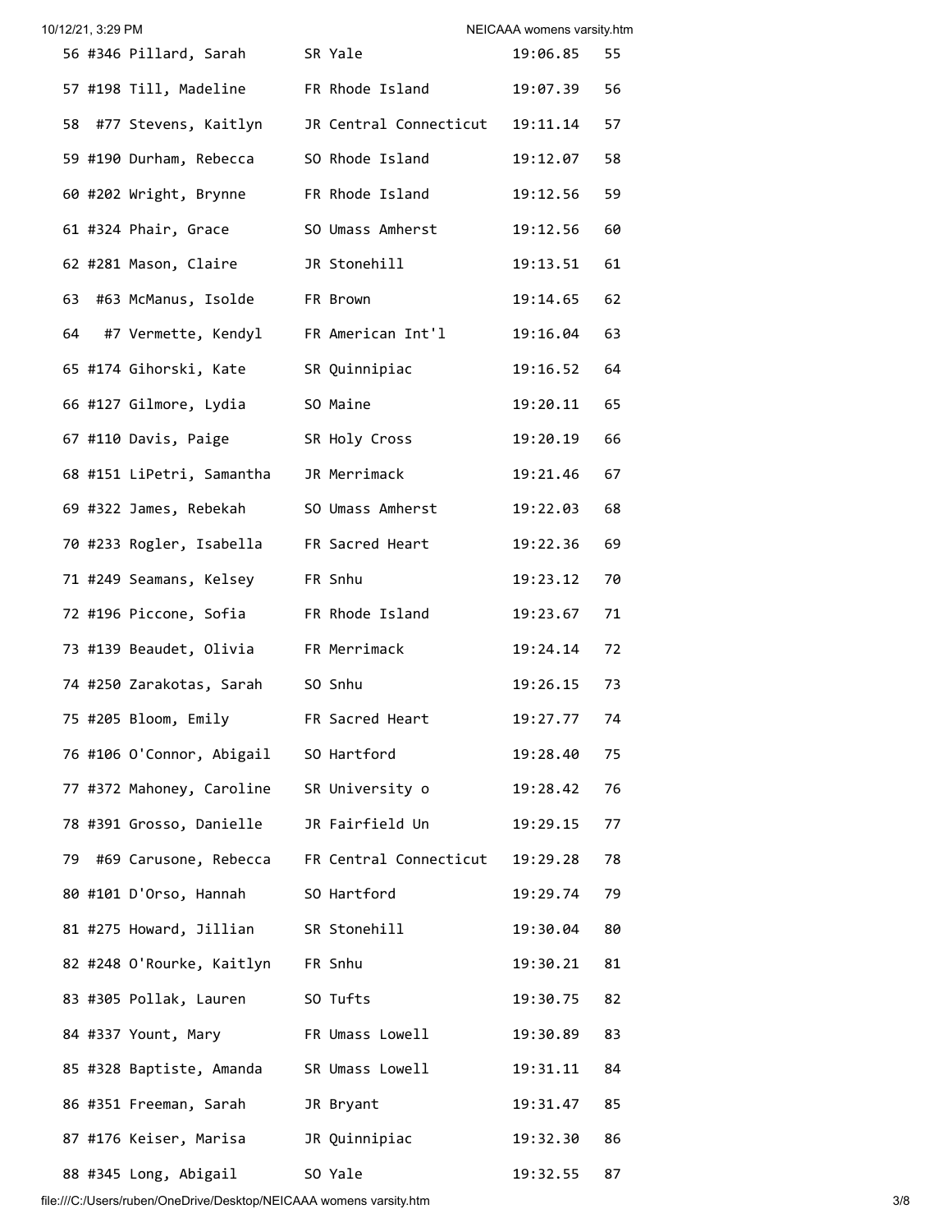```
 56 #346 Pillard, Sarah       SR Yale                  19:06.85   55
 57 #198 Till, Madeline       FR Rhode Island          19:07.39   56
 58  #77 Stevens, Kaitlyn     JR Central Connecticut   19:11.14   57
 59 #190 Durham, Rebecca      SO Rhode Island          19:12.07   58
 60 #202 Wright, Brynne       FR Rhode Island          19:12.56   59
 61 #324 Phair, Grace         SO Umass Amherst         19:12.56   60
 62 #281 Mason, Claire        JR Stonehill             19:13.51   61
 63  #63 McManus, Isolde      FR Brown                 19:14.65   62
 64   #7 Vermette, Kendyl     FR American Int'l        19:16.04   63
 65 #174 Gihorski, Kate       SR Quinnipiac            19:16.52   64
 66 #127 Gilmore, Lydia       SO Maine                 19:20.11   65
 67 #110 Davis, Paige         SR Holy Cross            19:20.19   66
 68 #151 LiPetri, Samantha    JR Merrimack             19:21.46   67
 69 #322 James, Rebekah       SO Umass Amherst         19:22.03   68
 70 #233 Rogler, Isabella     FR Sacred Heart          19:22.36   69
 71 #249 Seamans, Kelsey      FR Snhu                  19:23.12   70
 72 #196 Piccone, Sofia       FR Rhode Island          19:23.67   71
 73 #139 Beaudet, Olivia      FR Merrimack             19:24.14   72
 74 #250 Zarakotas, Sarah     SO Snhu                  19:26.15   73
 75 #205 Bloom, Emily         FR Sacred Heart          19:27.77   74
 76 #106 O'Connor, Abigail    SO Hartford              19:28.40   75
 77 #372 Mahoney, Caroline    SR University o          19:28.42   76
 78 #391 Grosso, Danielle     JR Fairfield Un          19:29.15   77
 79  #69 Carusone, Rebecca    FR Central Connecticut   19:29.28   78
 80 #101 D'Orso, Hannah       SO Hartford              19:29.74   79
 81 #275 Howard, Jillian      SR Stonehill             19:30.04   80
 82 #248 O'Rourke, Kaitlyn    FR Snhu                  19:30.21   81
 83 #305 Pollak, Lauren       SO Tufts                 19:30.75   82
 84 #337 Yount, Mary          FR Umass Lowell          19:30.89   83
 85 #328 Baptiste, Amanda     SR Umass Lowell          19:31.11   84
 86 #351 Freeman, Sarah       JR Bryant                19:31.47   85
 87 #176 Keiser, Marisa       JR Quinnipiac            19:32.30   86
 88 #345 Long, Abigail        SO Yale                  19:32.55   87
```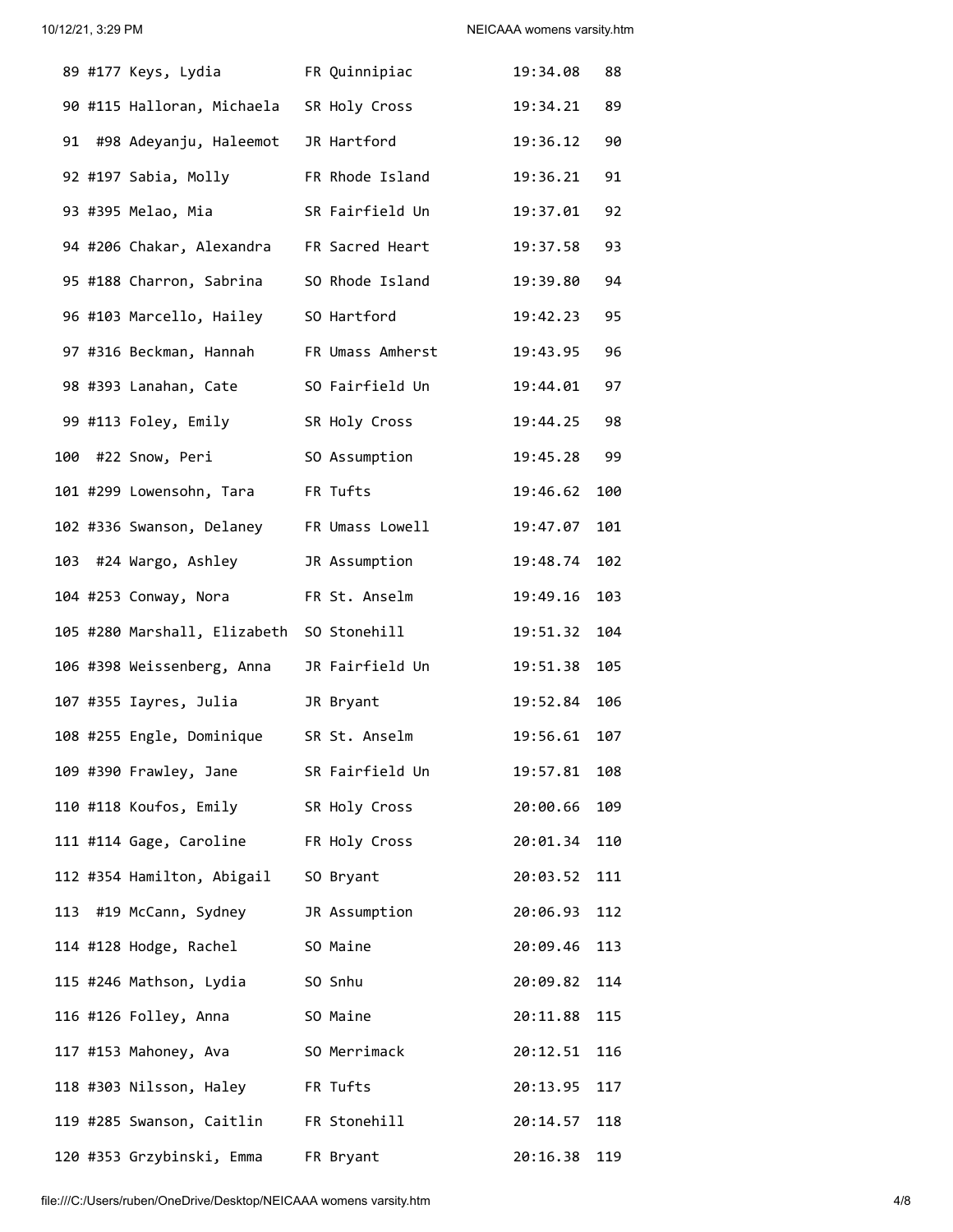| Place | Bib | Name | Year | Team | Time | Score |
|---|---|---|---|---|---|---|
| 89 | #177 | Keys, Lydia | FR | Quinnipiac | 19:34.08 | 88 |
| 90 | #115 | Halloran, Michaela | SR | Holy Cross | 19:34.21 | 89 |
| 91 | #98 | Adeyanju, Haleemot | JR | Hartford | 19:36.12 | 90 |
| 92 | #197 | Sabia, Molly | FR | Rhode Island | 19:36.21 | 91 |
| 93 | #395 | Melao, Mia | SR | Fairfield Un | 19:37.01 | 92 |
| 94 | #206 | Chakar, Alexandra | FR | Sacred Heart | 19:37.58 | 93 |
| 95 | #188 | Charron, Sabrina | SO | Rhode Island | 19:39.80 | 94 |
| 96 | #103 | Marcello, Hailey | SO | Hartford | 19:42.23 | 95 |
| 97 | #316 | Beckman, Hannah | FR | Umass Amherst | 19:43.95 | 96 |
| 98 | #393 | Lanahan, Cate | SO | Fairfield Un | 19:44.01 | 97 |
| 99 | #113 | Foley, Emily | SR | Holy Cross | 19:44.25 | 98 |
| 100 | #22 | Snow, Peri | SO | Assumption | 19:45.28 | 99 |
| 101 | #299 | Lowensohn, Tara | FR | Tufts | 19:46.62 | 100 |
| 102 | #336 | Swanson, Delaney | FR | Umass Lowell | 19:47.07 | 101 |
| 103 | #24 | Wargo, Ashley | JR | Assumption | 19:48.74 | 102 |
| 104 | #253 | Conway, Nora | FR | St. Anselm | 19:49.16 | 103 |
| 105 | #280 | Marshall, Elizabeth | SO | Stonehill | 19:51.32 | 104 |
| 106 | #398 | Weissenberg, Anna | JR | Fairfield Un | 19:51.38 | 105 |
| 107 | #355 | Iayres, Julia | JR | Bryant | 19:52.84 | 106 |
| 108 | #255 | Engle, Dominique | SR | St. Anselm | 19:56.61 | 107 |
| 109 | #390 | Frawley, Jane | SR | Fairfield Un | 19:57.81 | 108 |
| 110 | #118 | Koufos, Emily | SR | Holy Cross | 20:00.66 | 109 |
| 111 | #114 | Gage, Caroline | FR | Holy Cross | 20:01.34 | 110 |
| 112 | #354 | Hamilton, Abigail | SO | Bryant | 20:03.52 | 111 |
| 113 | #19 | McCann, Sydney | JR | Assumption | 20:06.93 | 112 |
| 114 | #128 | Hodge, Rachel | SO | Maine | 20:09.46 | 113 |
| 115 | #246 | Mathson, Lydia | SO | Snhu | 20:09.82 | 114 |
| 116 | #126 | Folley, Anna | SO | Maine | 20:11.88 | 115 |
| 117 | #153 | Mahoney, Ava | SO | Merrimack | 20:12.51 | 116 |
| 118 | #303 | Nilsson, Haley | FR | Tufts | 20:13.95 | 117 |
| 119 | #285 | Swanson, Caitlin | FR | Stonehill | 20:14.57 | 118 |
| 120 | #353 | Grzybinski, Emma | FR | Bryant | 20:16.38 | 119 |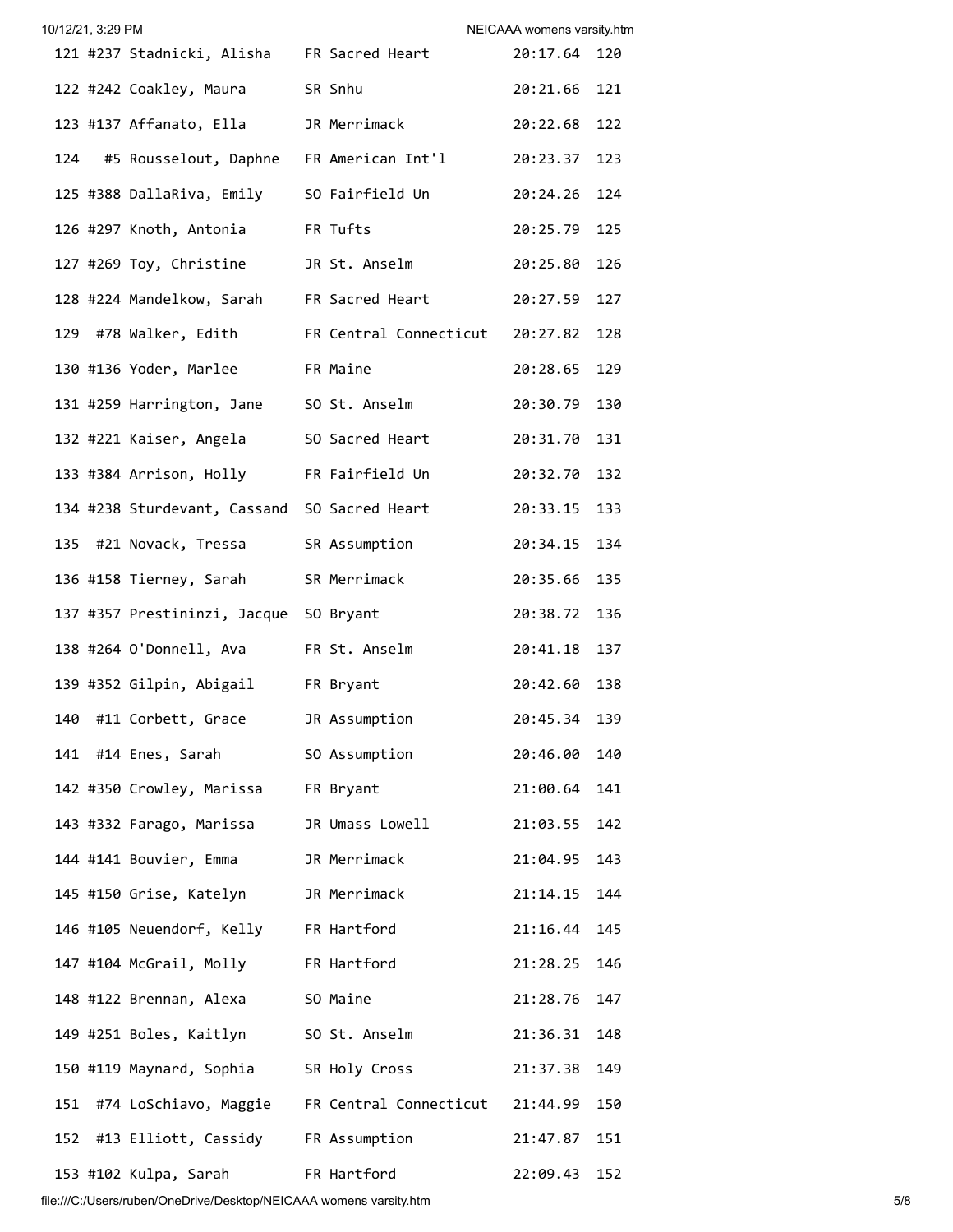```
121 #237 Stadnicki, Alisha    FR Sacred Heart          20:17.64  120
122 #242 Coakley, Maura       SR Snhu                  20:21.66  121
123 #137 Affanato, Ella       JR Merrimack             20:22.68  122
124   #5 Rousselout, Daphne   FR American Int'l        20:23.37  123
125 #388 DallaRiva, Emily     SO Fairfield Un          20:24.26  124
126 #297 Knoth, Antonia       FR Tufts                 20:25.79  125
127 #269 Toy, Christine       JR St. Anselm            20:25.80  126
128 #224 Mandelkow, Sarah     FR Sacred Heart          20:27.59  127
129  #78 Walker, Edith        FR Central Connecticut   20:27.82  128
130 #136 Yoder, Marlee        FR Maine                 20:28.65  129
131 #259 Harrington, Jane     SO St. Anselm            20:30.79  130
132 #221 Kaiser, Angela       SO Sacred Heart          20:31.70  131
133 #384 Arrison, Holly       FR Fairfield Un          20:32.70  132
134 #238 Sturdevant, Cassand  SO Sacred Heart          20:33.15  133
135  #21 Novack, Tressa       SR Assumption            20:34.15  134
136 #158 Tierney, Sarah       SR Merrimack             20:35.66  135
137 #357 Prestininzi, Jacque  SO Bryant                20:38.72  136
138 #264 O'Donnell, Ava       FR St. Anselm            20:41.18  137
139 #352 Gilpin, Abigail      FR Bryant                20:42.60  138
140  #11 Corbett, Grace       JR Assumption            20:45.34  139
141  #14 Enes, Sarah          SO Assumption            20:46.00  140
142 #350 Crowley, Marissa     FR Bryant                21:00.64  141
143 #332 Farago, Marissa      JR Umass Lowell          21:03.55  142
144 #141 Bouvier, Emma        JR Merrimack             21:04.95  143
145 #150 Grise, Katelyn       JR Merrimack             21:14.15  144
146 #105 Neuendorf, Kelly     FR Hartford              21:16.44  145
147 #104 McGrail, Molly       FR Hartford              21:28.25  146
148 #122 Brennan, Alexa       SO Maine                 21:28.76  147
149 #251 Boles, Kaitlyn       SO St. Anselm            21:36.31  148
150 #119 Maynard, Sophia      SR Holy Cross            21:37.38  149
151  #74 LoSchiavo, Maggie    FR Central Connecticut   21:44.99  150
152  #13 Elliott, Cassidy     FR Assumption            21:47.87  151
153 #102 Kulpa, Sarah         FR Hartford              22:09.43  152
```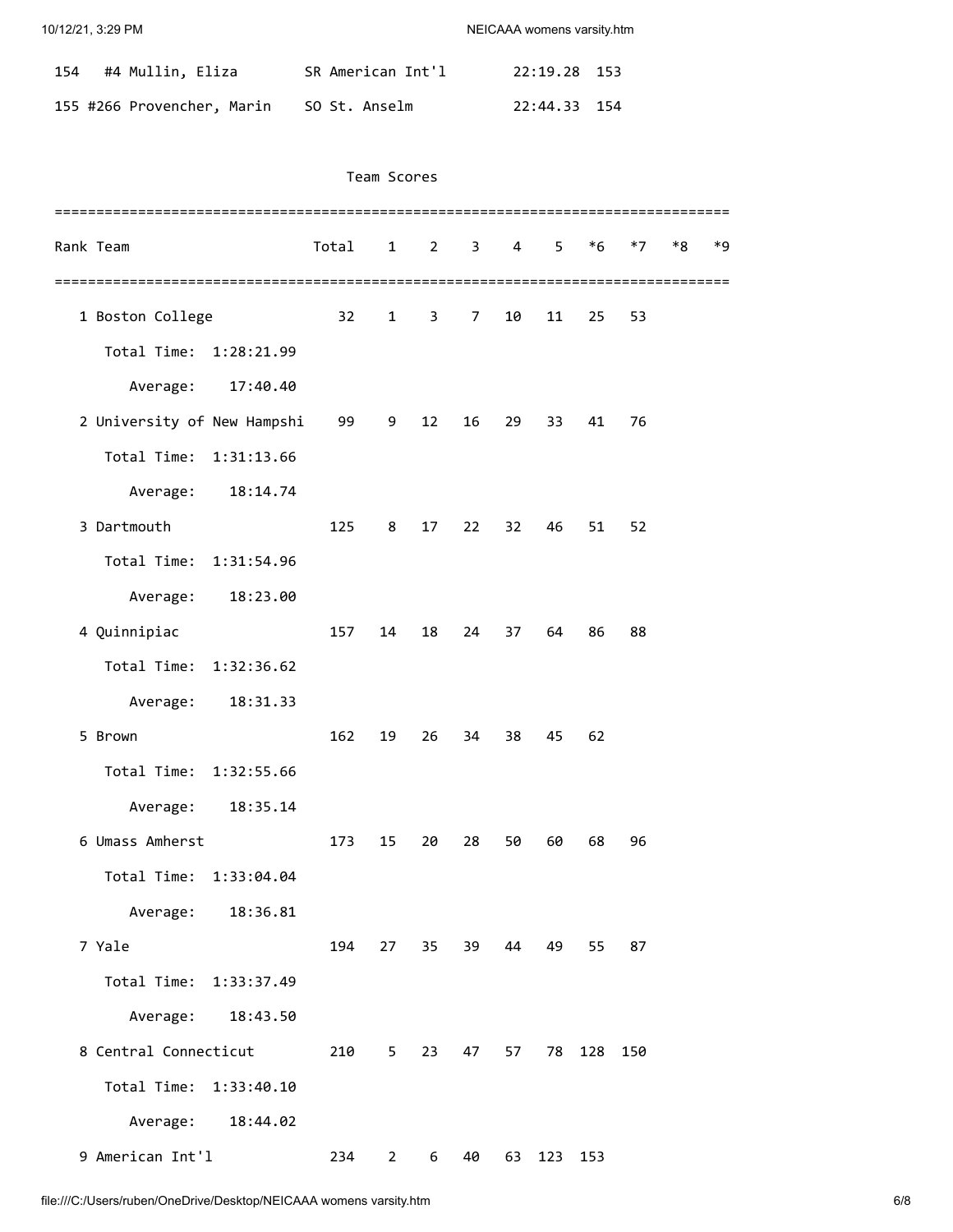| 154 | #4 Mullin, Eliza | SR American Int'l | 22:19.28 | 153 |
|---|---|---|---|---|
| 155 | #266 Provencher, Marin | SO St. Anselm | 22:44.33 | 154 |

## Team Scores

| Rank | Team | Total | 1 | 2 | 3 | 4 | 5 | *6 | *7 | *8 | *9 |
|---|---|---|---|---|---|---|---|---|---|---|---|
| 1 | Boston College | 32 | 1 | 3 | 7 | 10 | 11 | 25 | 53 | | |
| | Total Time: 1:28:21.99 | | | | | | | | | | |
| | Average: 17:40.40 | | | | | | | | | | |
| 2 | University of New Hampshi | 99 | 9 | 12 | 16 | 29 | 33 | 41 | 76 | | |
| | Total Time: 1:31:13.66 | | | | | | | | | | |
| | Average: 18:14.74 | | | | | | | | | | |
| 3 | Dartmouth | 125 | 8 | 17 | 22 | 32 | 46 | 51 | 52 | | |
| | Total Time: 1:31:54.96 | | | | | | | | | | |
| | Average: 18:23.00 | | | | | | | | | | |
| 4 | Quinnipiac | 157 | 14 | 18 | 24 | 37 | 64 | 86 | 88 | | |
| | Total Time: 1:32:36.62 | | | | | | | | | | |
| | Average: 18:31.33 | | | | | | | | | | |
| 5 | Brown | 162 | 19 | 26 | 34 | 38 | 45 | 62 | | | |
| | Total Time: 1:32:55.66 | | | | | | | | | | |
| | Average: 18:35.14 | | | | | | | | | | |
| 6 | Umass Amherst | 173 | 15 | 20 | 28 | 50 | 60 | 68 | 96 | | |
| | Total Time: 1:33:04.04 | | | | | | | | | | |
| | Average: 18:36.81 | | | | | | | | | | |
| 7 | Yale | 194 | 27 | 35 | 39 | 44 | 49 | 55 | 87 | | |
| | Total Time: 1:33:37.49 | | | | | | | | | | |
| | Average: 18:43.50 | | | | | | | | | | |
| 8 | Central Connecticut | 210 | 5 | 23 | 47 | 57 | 78 | 128 | 150 | | |
| | Total Time: 1:33:40.10 | | | | | | | | | | |
| | Average: 18:44.02 | | | | | | | | | | |
| 9 | American Int'l | 234 | 2 | 6 | 40 | 63 | 123 | 153 | | | |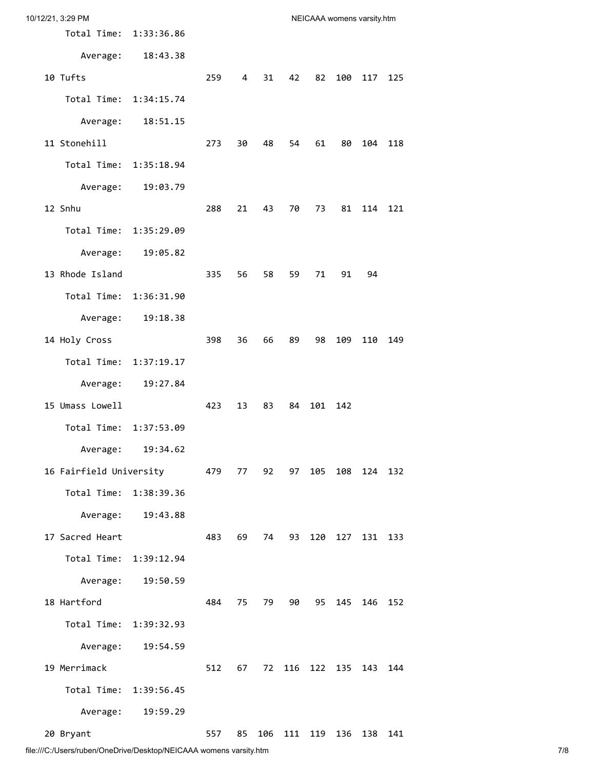```
    Total Time:  1:33:36.86
       Average:    18:43.38
 10 Tufts                     259    4   31   42   82  100  117  125
    Total Time:  1:34:15.74
       Average:    18:51.15
 11 Stonehill                 273   30   48   54   61   80  104  118
    Total Time:  1:35:18.94
       Average:    19:03.79
 12 Snhu                      288   21   43   70   73   81  114  121
    Total Time:  1:35:29.09
       Average:    19:05.82
 13 Rhode Island              335   56   58   59   71   91   94
    Total Time:  1:36:31.90
       Average:    19:18.38
 14 Holy Cross                398   36   66   89   98  109  110  149
    Total Time:  1:37:19.17
       Average:    19:27.84
 15 Umass Lowell              423   13   83   84  101  142
    Total Time:  1:37:53.09
       Average:    19:34.62
 16 Fairfield University      479   77   92   97  105  108  124  132
    Total Time:  1:38:39.36
       Average:    19:43.88
 17 Sacred Heart              483   69   74   93  120  127  131  133
    Total Time:  1:39:12.94
       Average:    19:50.59
 18 Hartford                  484   75   79   90   95  145  146  152
    Total Time:  1:39:32.93
       Average:    19:54.59
 19 Merrimack                 512   67   72  116  122  135  143  144
    Total Time:  1:39:56.45
       Average:    19:59.29
 20 Bryant                    557   85  106  111  119  136  138  141
```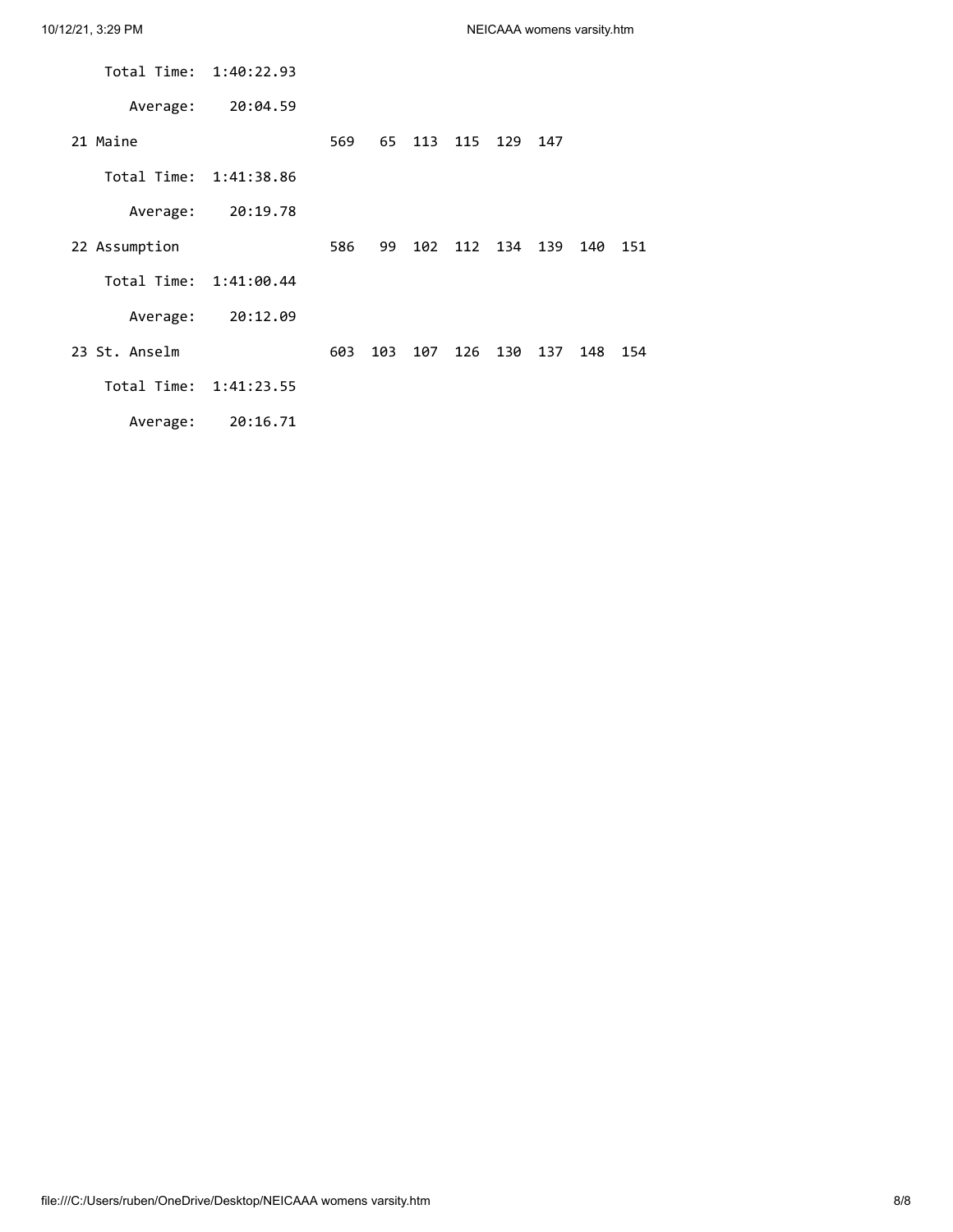```
    Total Time:  1:40:22.93
       Average:    20:04.59
21 Maine                     569   65  113  115  129  147
    Total Time:  1:41:38.86
       Average:    20:19.78
22 Assumption                586   99  102  112  134  139  140  151
    Total Time:  1:41:00.44
       Average:    20:12.09
23 St. Anselm                603  103  107  126  130  137  148  154
    Total Time:  1:41:23.55
       Average:    20:16.71
```